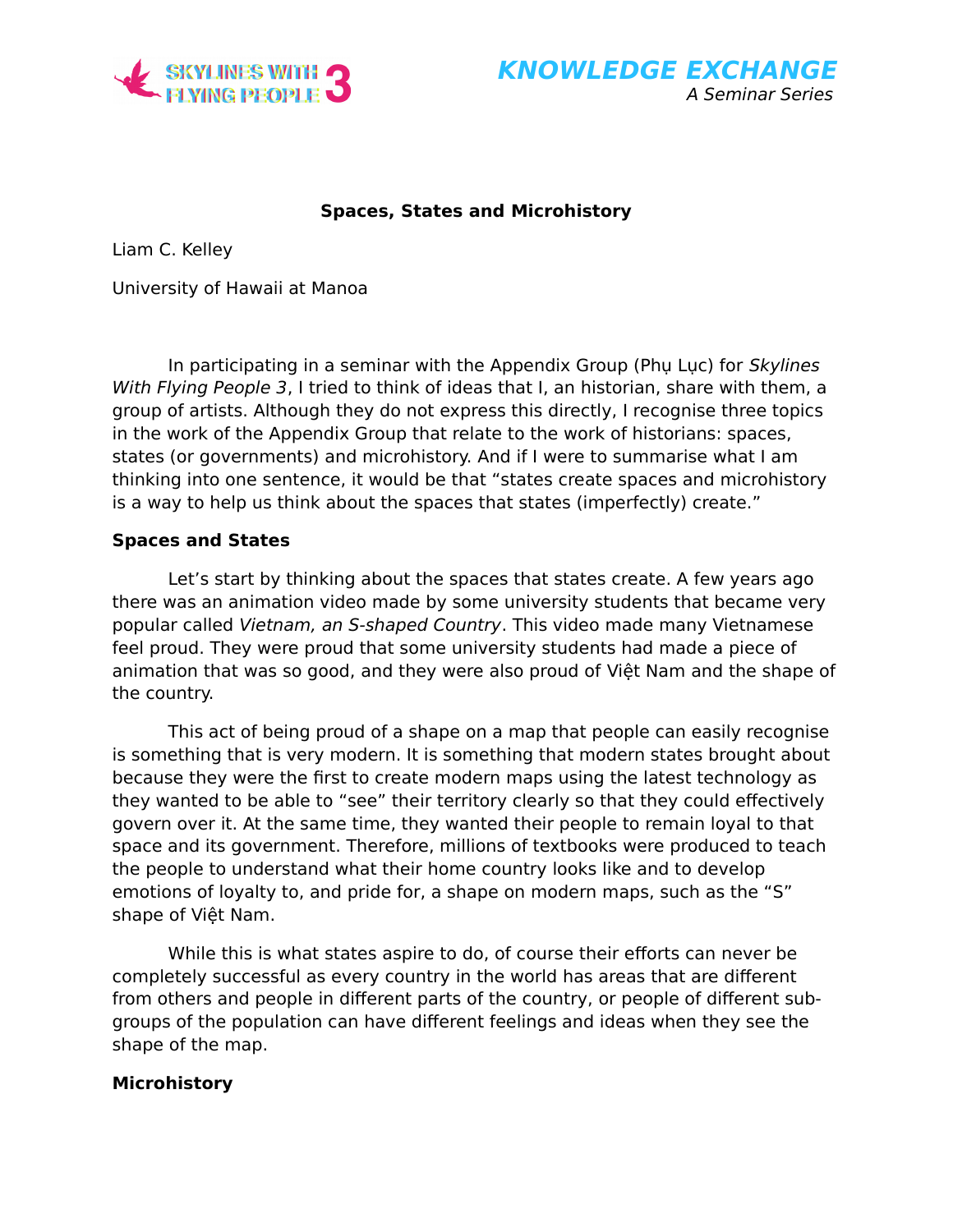# Spaces, States and Microhistory

Liam C. Kelley

University of Hawaii at Manoa

In participating in a seminar with the Appendix Group (Phụ Lục) for *Skylines With Flying People 3*, I tried to think of ideas that I, an historian, share with them, a group of artists. Although they do not express this directly, I recognise three topics in the work of the Appendix Group that relate to the work of historians: spaces, states (or governments) and microhistory. And if I were to summarise what I am thinking into one sentence, it would be that “states create spaces and microhistory is a way to help us think about the spaces that states (imperfectly) create.”

## Spaces and States

Let’s start by thinking about the spaces that states create. A few years ago there was an animation video made by some university students that became very popular called *Vietnam, an S-shaped Country*. This video made many Vietnamese feel proud. They were proud that some university students had made a piece of animation that was so good, and they were also proud of Việt Nam and the shape of the country.

This act of being proud of a shape on a map that people can easily recognise is something that is very modern. It is something that modern states brought about because they were the first to create modern maps using the latest technology as they wanted to be able to “see” their territory clearly so that they could effectively govern over it. At the same time, they wanted their people to remain loyal to that space and its government. Therefore, millions of textbooks were produced to teach the people to understand what their home country looks like and to develop emotions of loyalty to, and pride for, a shape on modern maps, such as the “S” shape of Việt Nam.

While this is what states aspire to do, of course their efforts can never be completely successful as every country in the world has areas that are different from others and people in different parts of the country, or people of different sub-groups of the population can have different feelings and ideas when they see the shape of the map.

## Microhistory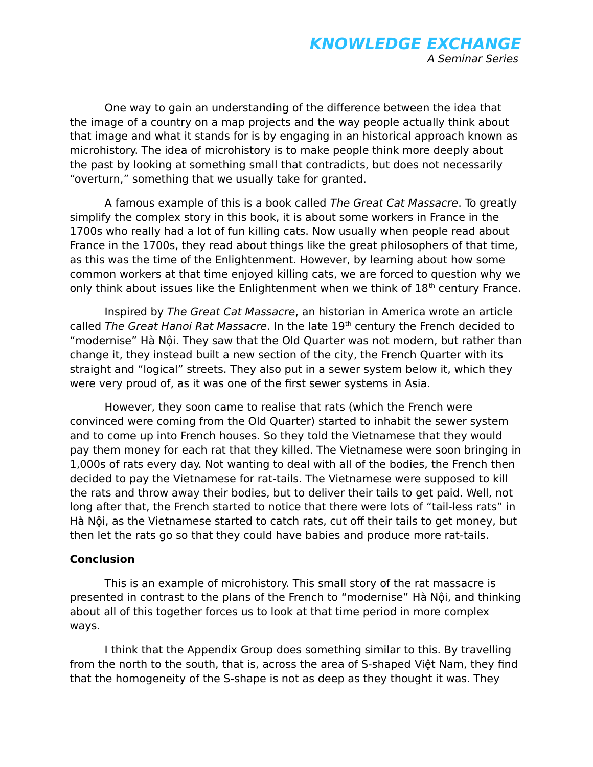One way to gain an understanding of the difference between the idea that the image of a country on a map projects and the way people actually think about that image and what it stands for is by engaging in an historical approach known as microhistory. The idea of microhistory is to make people think more deeply about the past by looking at something small that contradicts, but does not necessarily "overturn," something that we usually take for granted.

A famous example of this is a book called *The Great Cat Massacre*. To greatly simplify the complex story in this book, it is about some workers in France in the 1700s who really had a lot of fun killing cats. Now usually when people read about France in the 1700s, they read about things like the great philosophers of that time, as this was the time of the Enlightenment. However, by learning about how some common workers at that time enjoyed killing cats, we are forced to question why we only think about issues like the Enlightenment when we think of 18th century France.

Inspired by *The Great Cat Massacre*, an historian in America wrote an article called *The Great Hanoi Rat Massacre*. In the late 19th century the French decided to "modernise" Hà Nội. They saw that the Old Quarter was not modern, but rather than change it, they instead built a new section of the city, the French Quarter with its straight and "logical" streets. They also put in a sewer system below it, which they were very proud of, as it was one of the first sewer systems in Asia.

However, they soon came to realise that rats (which the French were convinced were coming from the Old Quarter) started to inhabit the sewer system and to come up into French houses. So they told the Vietnamese that they would pay them money for each rat that they killed. The Vietnamese were soon bringing in 1,000s of rats every day. Not wanting to deal with all of the bodies, the French then decided to pay the Vietnamese for rat-tails. The Vietnamese were supposed to kill the rats and throw away their bodies, but to deliver their tails to get paid. Well, not long after that, the French started to notice that there were lots of "tail-less rats" in Hà Nội, as the Vietnamese started to catch rats, cut off their tails to get money, but then let the rats go so that they could have babies and produce more rat-tails.

**Conclusion**

This is an example of microhistory. This small story of the rat massacre is presented in contrast to the plans of the French to "modernise" Hà Nội, and thinking about all of this together forces us to look at that time period in more complex ways.

I think that the Appendix Group does something similar to this. By travelling from the north to the south, that is, across the area of S-shaped Việt Nam, they find that the homogeneity of the S-shape is not as deep as they thought it was. They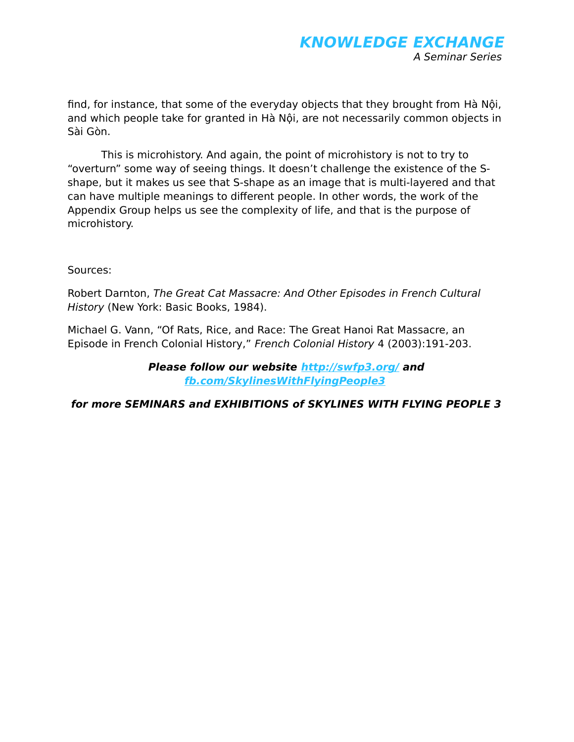find, for instance, that some of the everyday objects that they brought from Hà Nội, and which people take for granted in Hà Nội, are not necessarily common objects in Sài Gòn.

This is microhistory. And again, the point of microhistory is not to try to “overturn” some way of seeing things. It doesn’t challenge the existence of the S-shape, but it makes us see that S-shape as an image that is multi-layered and that can have multiple meanings to different people. In other words, the work of the Appendix Group helps us see the complexity of life, and that is the purpose of microhistory.

Sources:

Robert Darnton, *The Great Cat Massacre: And Other Episodes in French Cultural History* (New York: Basic Books, 1984).

Michael G. Vann, “Of Rats, Rice, and Race: The Great Hanoi Rat Massacre, an Episode in French Colonial History,” *French Colonial History* 4 (2003):191-203.

***Please follow our website [http://swfp3.org/](http://swfp3.org/) and [fb.com/SkylinesWithFlyingPeople3](fb.com/SkylinesWithFlyingPeople3)***

***for more SEMINARS and EXHIBITIONS of SKYLINES WITH FLYING PEOPLE 3***